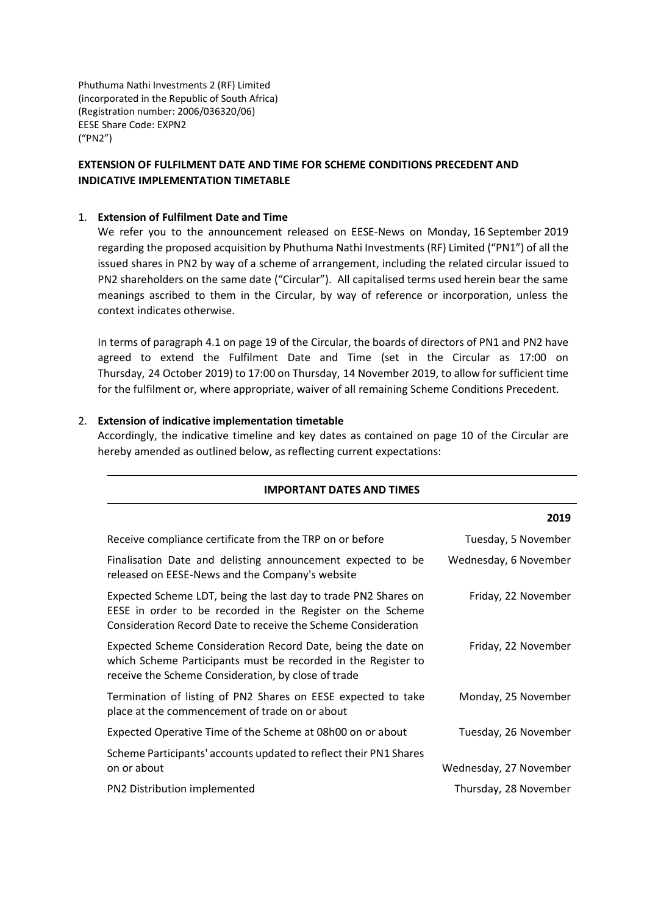Phuthuma Nathi Investments 2 (RF) Limited
(incorporated in the Republic of South Africa)
(Registration number: 2006/036320/06)
EESE Share Code: EXPN2
("PN2")

**EXTENSION OF FULFILMENT DATE AND TIME FOR SCHEME CONDITIONS PRECEDENT AND INDICATIVE IMPLEMENTATION TIMETABLE**

1. **Extension of Fulfilment Date and Time**

   We refer you to the announcement released on EESE-News on Monday, 16 September 2019 regarding the proposed acquisition by Phuthuma Nathi Investments (RF) Limited ("PN1") of all the issued shares in PN2 by way of a scheme of arrangement, including the related circular issued to PN2 shareholders on the same date ("Circular"). All capitalised terms used herein bear the same meanings ascribed to them in the Circular, by way of reference or incorporation, unless the context indicates otherwise.

   In terms of paragraph 4.1 on page 19 of the Circular, the boards of directors of PN1 and PN2 have agreed to extend the Fulfilment Date and Time (set in the Circular as 17:00 on Thursday, 24 October 2019) to 17:00 on Thursday, 14 November 2019, to allow for sufficient time for the fulfilment or, where appropriate, waiver of all remaining Scheme Conditions Precedent.

2. **Extension of indicative implementation timetable**

   Accordingly, the indicative timeline and key dates as contained on page 10 of the Circular are hereby amended as outlined below, as reflecting current expectations:

| **IMPORTANT DATES AND TIMES** | |
|---|---|
| | **2019** |
| Receive compliance certificate from the TRP on or before | Tuesday, 5 November |
| Finalisation Date and delisting announcement expected to be released on EESE-News and the Company's website | Wednesday, 6 November |
| Expected Scheme LDT, being the last day to trade PN2 Shares on EESE in order to be recorded in the Register on the Scheme Consideration Record Date to receive the Scheme Consideration | Friday, 22 November |
| Expected Scheme Consideration Record Date, being the date on which Scheme Participants must be recorded in the Register to receive the Scheme Consideration, by close of trade | Friday, 22 November |
| Termination of listing of PN2 Shares on EESE expected to take place at the commencement of trade on or about | Monday, 25 November |
| Expected Operative Time of the Scheme at 08h00 on or about | Tuesday, 26 November |
| Scheme Participants' accounts updated to reflect their PN1 Shares on or about | Wednesday, 27 November |
| PN2 Distribution implemented | Thursday, 28 November |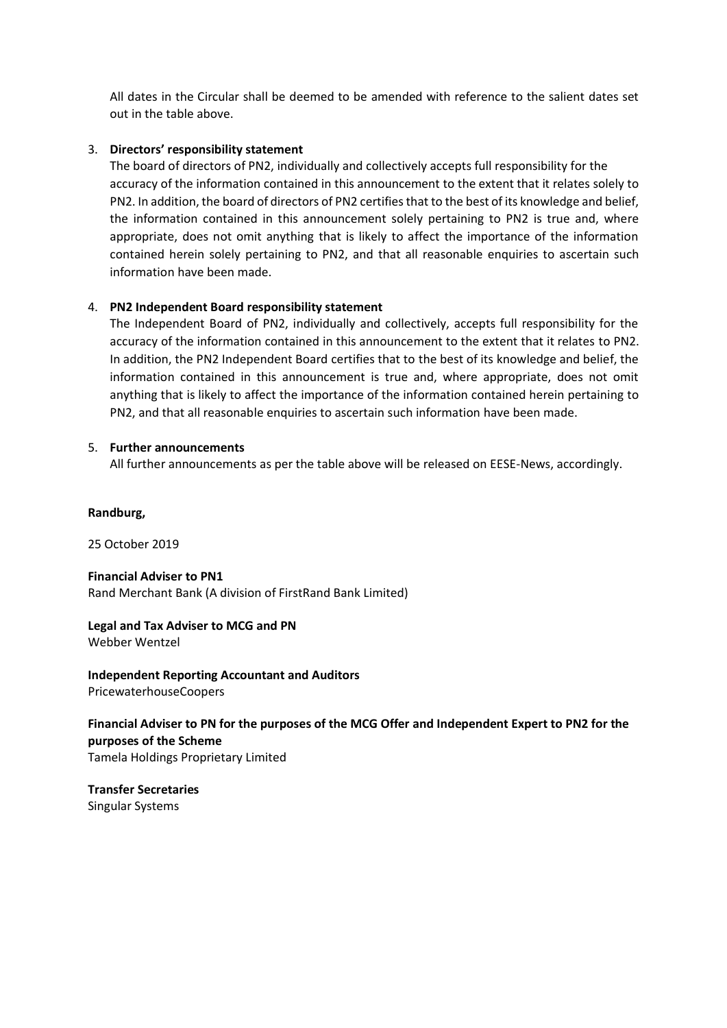All dates in the Circular shall be deemed to be amended with reference to the salient dates set out in the table above.

3. **Directors' responsibility statement**

   The board of directors of PN2, individually and collectively accepts full responsibility for the accuracy of the information contained in this announcement to the extent that it relates solely to PN2. In addition, the board of directors of PN2 certifies that to the best of its knowledge and belief, the information contained in this announcement solely pertaining to PN2 is true and, where appropriate, does not omit anything that is likely to affect the importance of the information contained herein solely pertaining to PN2, and that all reasonable enquiries to ascertain such information have been made.

4. **PN2 Independent Board responsibility statement**

   The Independent Board of PN2, individually and collectively, accepts full responsibility for the accuracy of the information contained in this announcement to the extent that it relates to PN2. In addition, the PN2 Independent Board certifies that to the best of its knowledge and belief, the information contained in this announcement is true and, where appropriate, does not omit anything that is likely to affect the importance of the information contained herein pertaining to PN2, and that all reasonable enquiries to ascertain such information have been made.

5. **Further announcements**

   All further announcements as per the table above will be released on EESE-News, accordingly.

**Randburg,**

25 October 2019

**Financial Adviser to PN1**
Rand Merchant Bank (A division of FirstRand Bank Limited)

**Legal and Tax Adviser to MCG and PN**
Webber Wentzel

**Independent Reporting Accountant and Auditors**
PricewaterhouseCoopers

**Financial Adviser to PN for the purposes of the MCG Offer and Independent Expert to PN2 for the purposes of the Scheme**
Tamela Holdings Proprietary Limited

**Transfer Secretaries**
Singular Systems